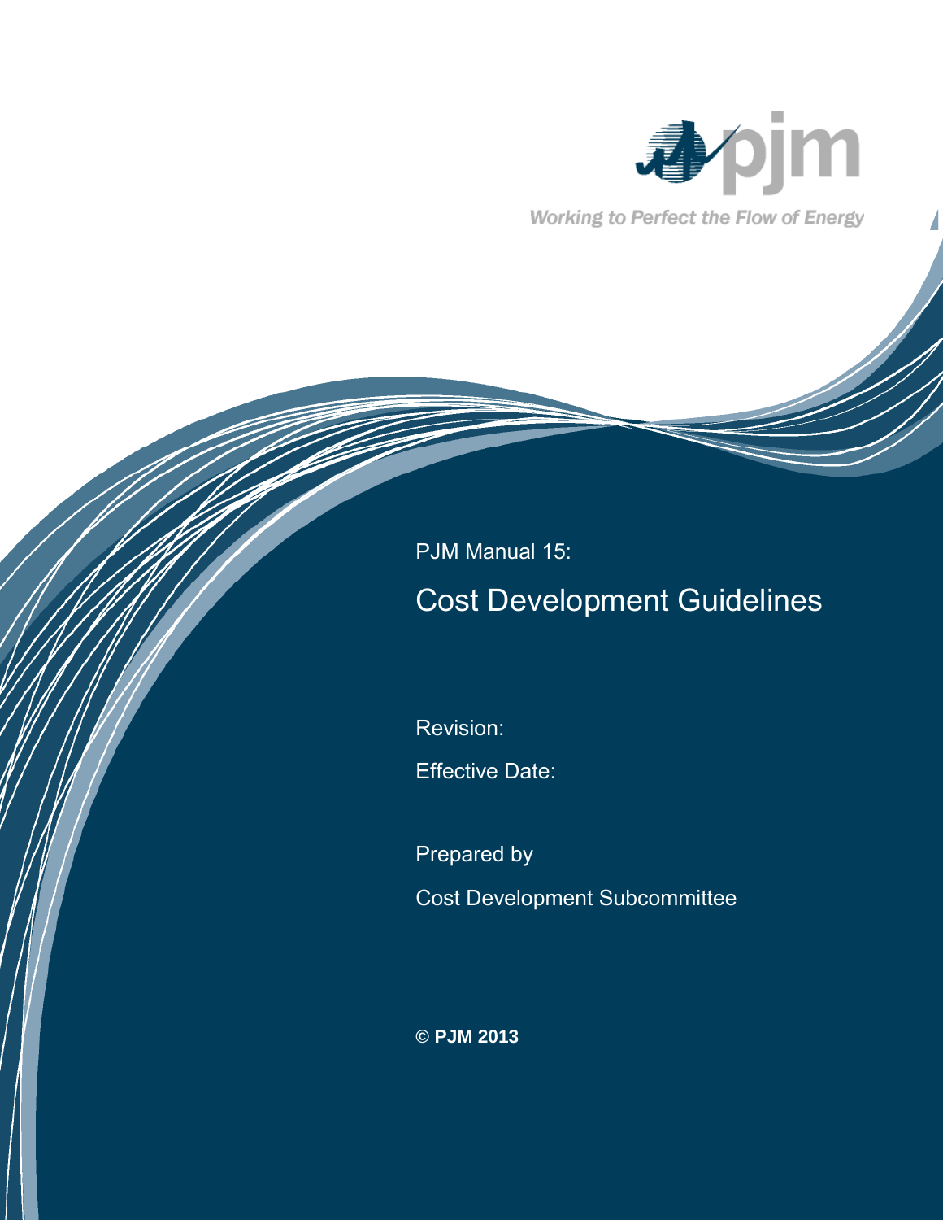Working to Perfect the Flow of Energy

PJM Manual 15:

# Cost Development Guidelines

Revision:

Effective Date:

Prepared by

Cost Development Subcommittee

**© PJM 2013**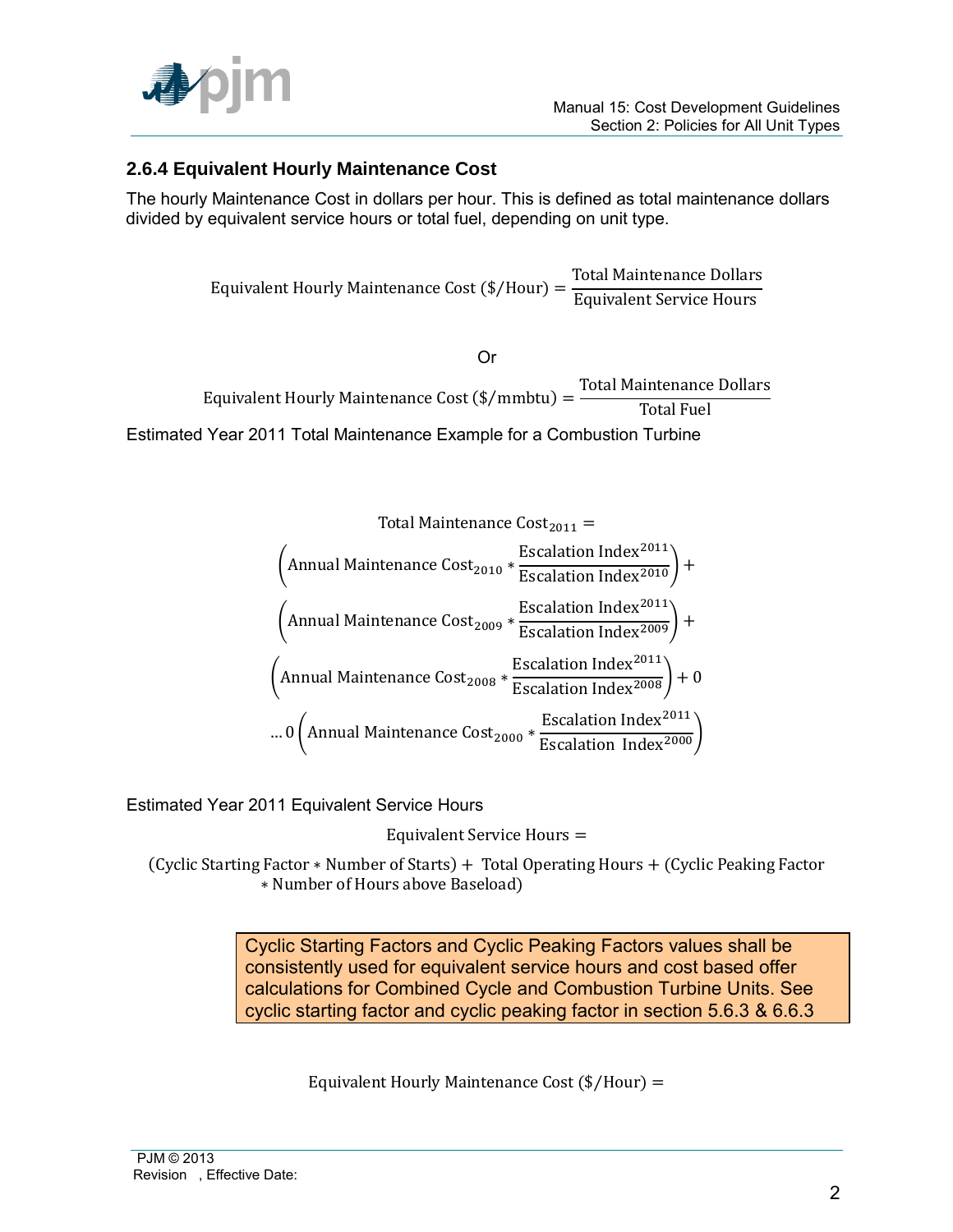### 2.6.4 Equivalent Hourly Maintenance Cost

The hourly Maintenance Cost in dollars per hour. This is defined as total maintenance dollars divided by equivalent service hours or total fuel, depending on unit type.

$$\text{Equivalent Hourly Maintenance Cost (\$/Hour)} = \frac{\text{Total Maintenance Dollars}}{\text{Equivalent Service Hours}}$$

Or

$$\text{Equivalent Hourly Maintenance Cost (\$/mmbtu)} = \frac{\text{Total Maintenance Dollars}}{\text{Total Fuel}}$$

Estimated Year 2011 Total Maintenance Example for a Combustion Turbine

$$\text{Total Maintenance Cost}_{2011} =$$
$$\left(\text{Annual Maintenance Cost}_{2010} * \frac{\text{Escalation Index}^{2011}}{\text{Escalation Index}^{2010}}\right) +$$
$$\left(\text{Annual Maintenance Cost}_{2009} * \frac{\text{Escalation Index}^{2011}}{\text{Escalation Index}^{2009}}\right) +$$
$$\left(\text{Annual Maintenance Cost}_{2008} * \frac{\text{Escalation Index}^{2011}}{\text{Escalation Index}^{2008}}\right) + 0$$
$$\ldots 0\left(\text{Annual Maintenance Cost}_{2000} * \frac{\text{Escalation Index}^{2011}}{\text{Escalation Index}^{2000}}\right)$$

Estimated Year 2011 Equivalent Service Hours

$$\text{Equivalent Service Hours} =$$
$$(\text{Cyclic Starting Factor} * \text{Number of Starts}) + \text{Total Operating Hours} + (\text{Cyclic Peaking Factor} * \text{Number of Hours above Baseload})$$

> Cyclic Starting Factors and Cyclic Peaking Factors values shall be consistently used for equivalent service hours and cost based offer calculations for Combined Cycle and Combustion Turbine Units. See cyclic starting factor and cyclic peaking factor in section 5.6.3 & 6.6.3

$$\text{Equivalent Hourly Maintenance Cost (\$/Hour)} =$$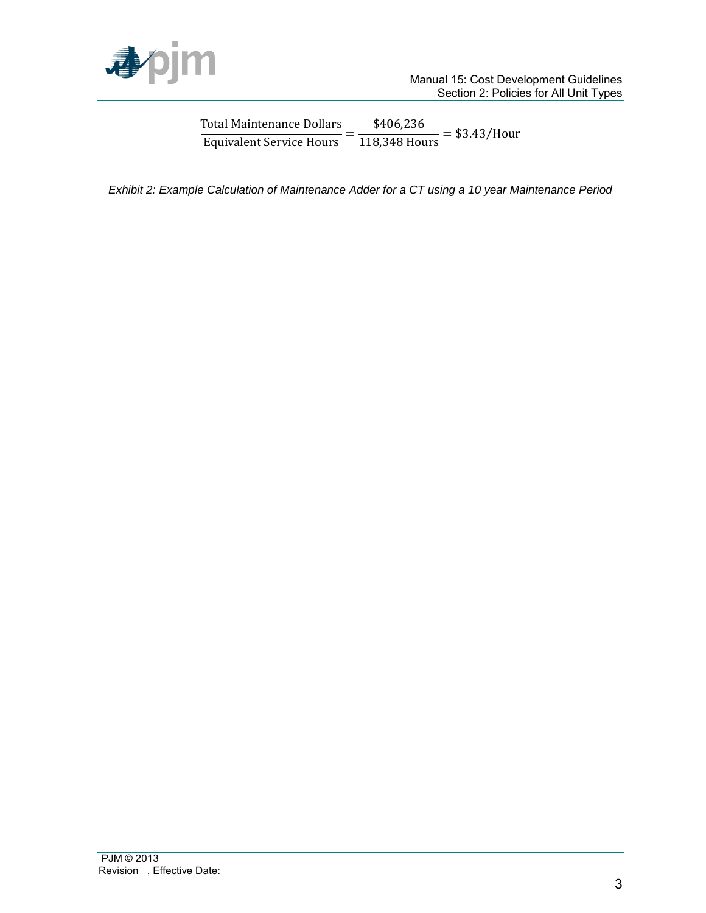$$\frac{\text{Total Maintenance Dollars}}{\text{Equivalent Service Hours}} = \frac{\$406{,}236}{118{,}348\ \text{Hours}} = \$3.43/\text{Hour}$$

*Exhibit 2: Example Calculation of Maintenance Adder for a CT using a 10 year Maintenance Period*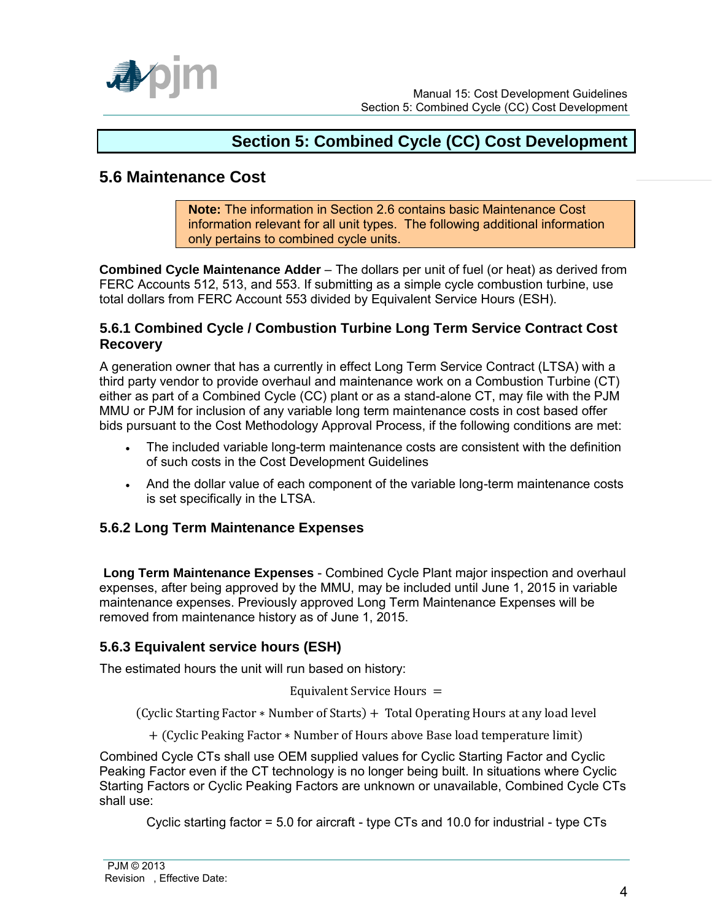# Section 5: Combined Cycle (CC) Cost Development

## 5.6 Maintenance Cost

> **Note:** The information in Section 2.6 contains basic Maintenance Cost information relevant for all unit types. The following additional information only pertains to combined cycle units.

**Combined Cycle Maintenance Adder** – The dollars per unit of fuel (or heat) as derived from FERC Accounts 512, 513, and 553. If submitting as a simple cycle combustion turbine, use total dollars from FERC Account 553 divided by Equivalent Service Hours (ESH).

### 5.6.1 Combined Cycle / Combustion Turbine Long Term Service Contract Cost Recovery

A generation owner that has a currently in effect Long Term Service Contract (LTSA) with a third party vendor to provide overhaul and maintenance work on a Combustion Turbine (CT) either as part of a Combined Cycle (CC) plant or as a stand-alone CT, may file with the PJM MMU or PJM for inclusion of any variable long term maintenance costs in cost based offer bids pursuant to the Cost Methodology Approval Process, if the following conditions are met:

- The included variable long-term maintenance costs are consistent with the definition of such costs in the Cost Development Guidelines
- And the dollar value of each component of the variable long-term maintenance costs is set specifically in the LTSA.

### 5.6.2 Long Term Maintenance Expenses

**Long Term Maintenance Expenses** - Combined Cycle Plant major inspection and overhaul expenses, after being approved by the MMU, may be included until June 1, 2015 in variable maintenance expenses. Previously approved Long Term Maintenance Expenses will be removed from maintenance history as of June 1, 2015.

### 5.6.3 Equivalent service hours (ESH)

The estimated hours the unit will run based on history:

$$\text{Equivalent Service Hours} =$$

$$(\text{Cyclic Starting Factor} * \text{Number of Starts}) + \text{Total Operating Hours at any load level}$$

$$+ (\text{Cyclic Peaking Factor} * \text{Number of Hours above Base load temperature limit})$$

Combined Cycle CTs shall use OEM supplied values for Cyclic Starting Factor and Cyclic Peaking Factor even if the CT technology is no longer being built. In situations where Cyclic Starting Factors or Cyclic Peaking Factors are unknown or unavailable, Combined Cycle CTs shall use:

Cyclic starting factor = 5.0 for aircraft - type CTs and 10.0 for industrial - type CTs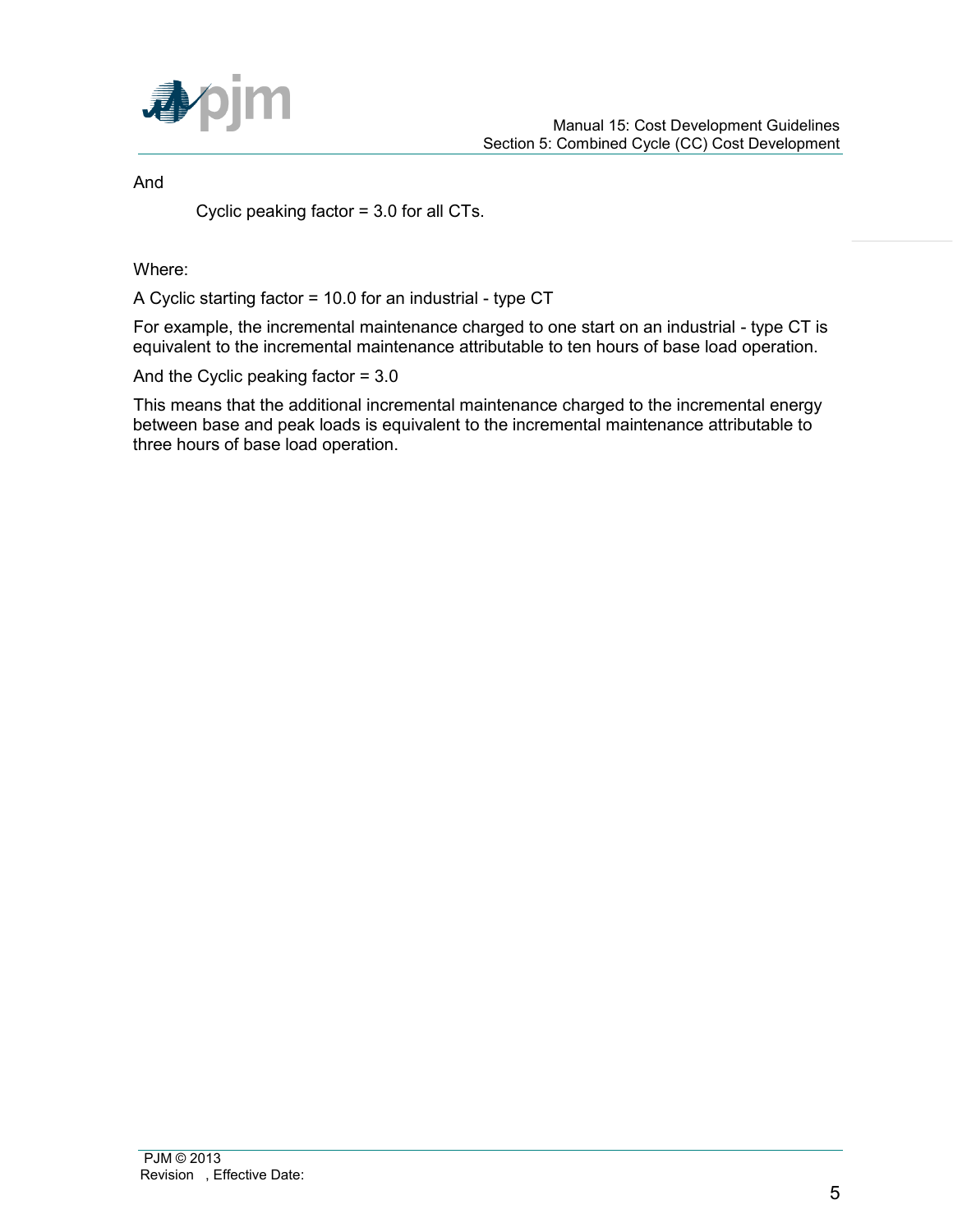And

Cyclic peaking factor = 3.0 for all CTs.

Where:

A Cyclic starting factor = 10.0 for an industrial - type CT

For example, the incremental maintenance charged to one start on an industrial - type CT is equivalent to the incremental maintenance attributable to ten hours of base load operation.

And the Cyclic peaking factor = 3.0

This means that the additional incremental maintenance charged to the incremental energy between base and peak loads is equivalent to the incremental maintenance attributable to three hours of base load operation.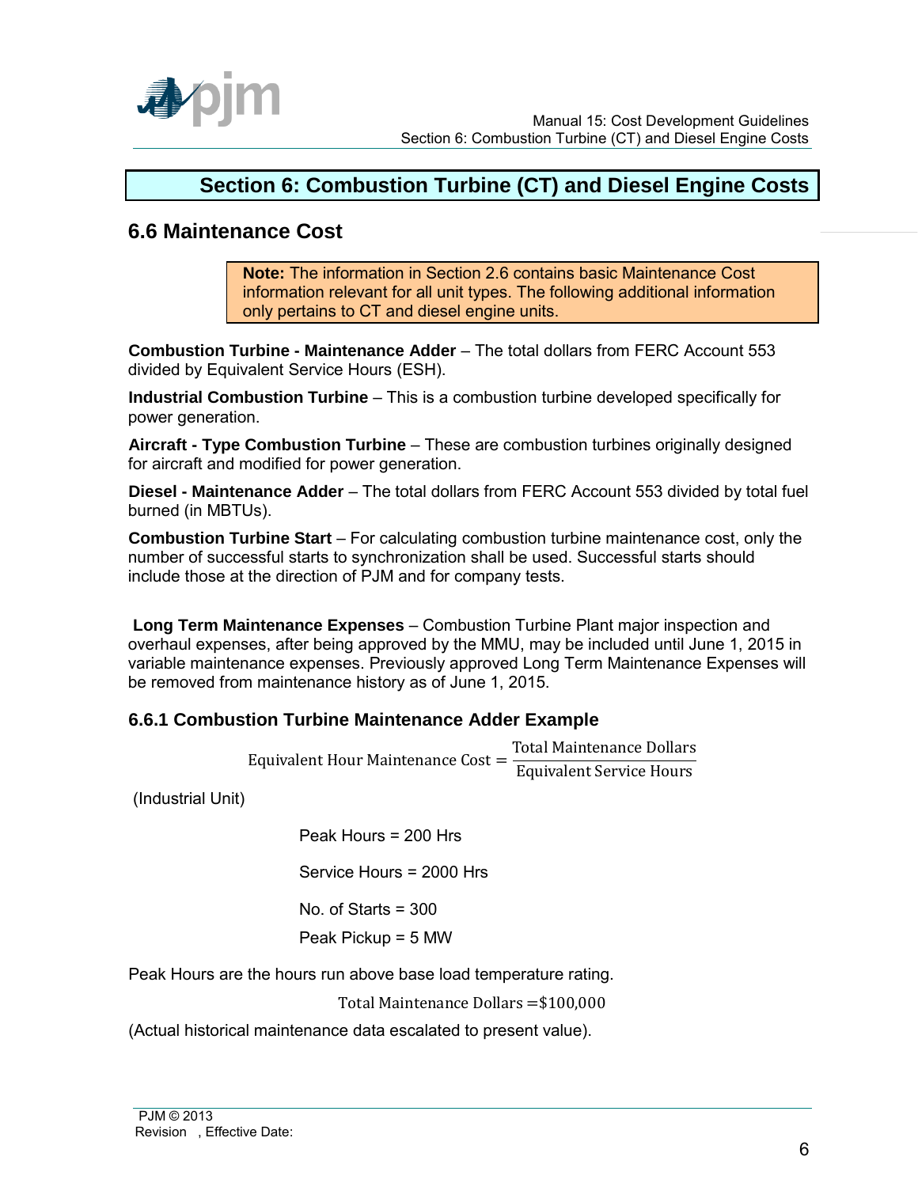# Section 6: Combustion Turbine (CT) and Diesel Engine Costs

## 6.6 Maintenance Cost

> **Note:** The information in Section 2.6 contains basic Maintenance Cost information relevant for all unit types. The following additional information only pertains to CT and diesel engine units.

**Combustion Turbine - Maintenance Adder** – The total dollars from FERC Account 553 divided by Equivalent Service Hours (ESH).

**Industrial Combustion Turbine** – This is a combustion turbine developed specifically for power generation.

**Aircraft - Type Combustion Turbine** – These are combustion turbines originally designed for aircraft and modified for power generation.

**Diesel - Maintenance Adder** – The total dollars from FERC Account 553 divided by total fuel burned (in MBTUs).

**Combustion Turbine Start** – For calculating combustion turbine maintenance cost, only the number of successful starts to synchronization shall be used. Successful starts should include those at the direction of PJM and for company tests.

**Long Term Maintenance Expenses** – Combustion Turbine Plant major inspection and overhaul expenses, after being approved by the MMU, may be included until June 1, 2015 in variable maintenance expenses. Previously approved Long Term Maintenance Expenses will be removed from maintenance history as of June 1, 2015.

### 6.6.1 Combustion Turbine Maintenance Adder Example

$$\text{Equivalent Hour Maintenance Cost} = \frac{\text{Total Maintenance Dollars}}{\text{Equivalent Service Hours}}$$

(Industrial Unit)

Peak Hours = 200 Hrs

Service Hours = 2000 Hrs

No. of Starts = 300

Peak Pickup = 5 MW

Peak Hours are the hours run above base load temperature rating.

$$\text{Total Maintenance Dollars} = \$100{,}000$$

(Actual historical maintenance data escalated to present value).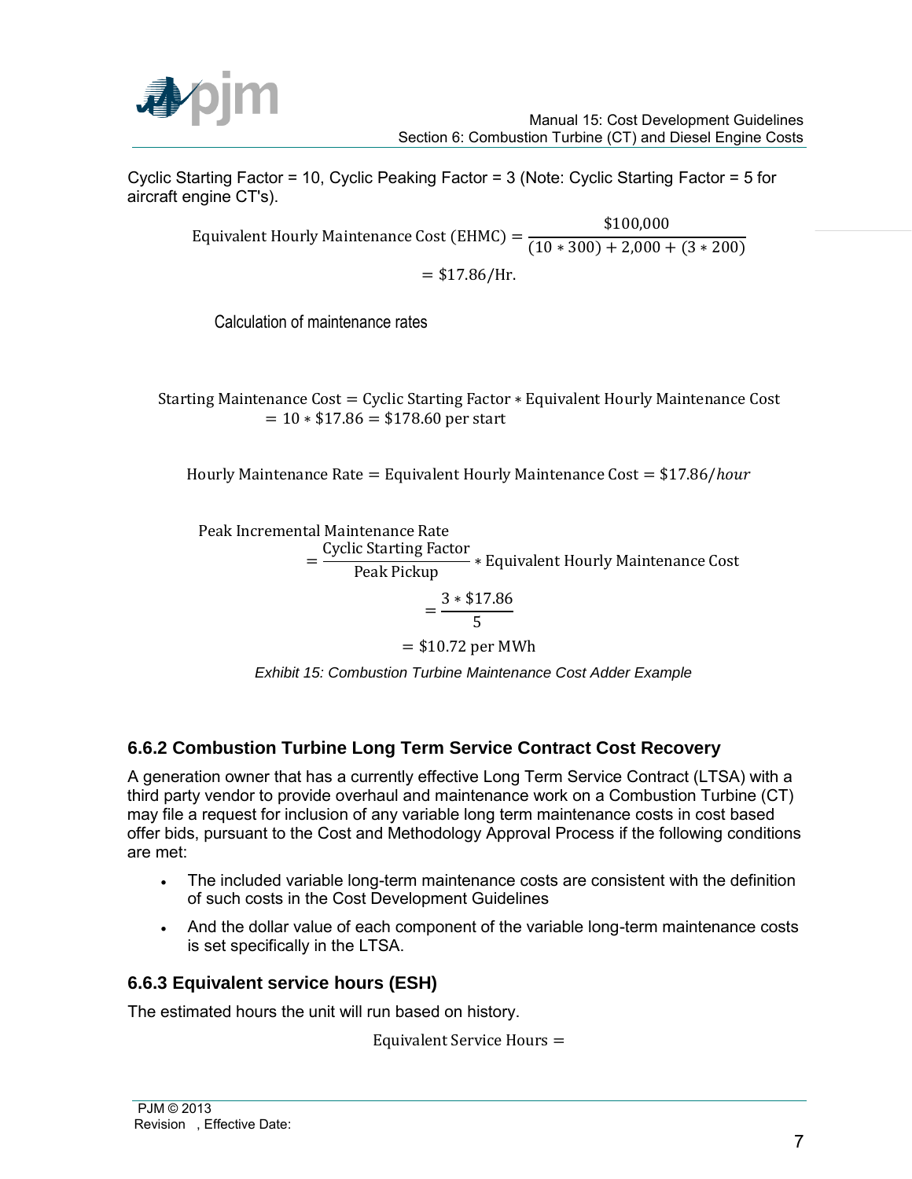Cyclic Starting Factor = 10, Cyclic Peaking Factor = 3 (Note: Cyclic Starting Factor = 5 for aircraft engine CT's).

$$\text{Equivalent Hourly Maintenance Cost (EHMC)} = \frac{\$100{,}000}{(10 * 300) + 2{,}000 + (3 * 200)}$$

$$= \$17.86/\text{Hr.}$$

Calculation of maintenance rates

$$\text{Starting Maintenance Cost} = \text{Cyclic Starting Factor} * \text{Equivalent Hourly Maintenance Cost}$$
$$= 10 * \$17.86 = \$178.60 \text{ per start}$$

$$\text{Hourly Maintenance Rate} = \text{Equivalent Hourly Maintenance Cost} = \$17.86/hour$$

$$\text{Peak Incremental Maintenance Rate}$$
$$= \frac{\text{Cyclic Starting Factor}}{\text{Peak Pickup}} * \text{Equivalent Hourly Maintenance Cost}$$
$$= \frac{3 * \$17.86}{5}$$
$$= \$10.72 \text{ per MWh}$$

*Exhibit 15: Combustion Turbine Maintenance Cost Adder Example*

### 6.6.2 Combustion Turbine Long Term Service Contract Cost Recovery

A generation owner that has a currently effective Long Term Service Contract (LTSA) with a third party vendor to provide overhaul and maintenance work on a Combustion Turbine (CT) may file a request for inclusion of any variable long term maintenance costs in cost based offer bids, pursuant to the Cost and Methodology Approval Process if the following conditions are met:

- The included variable long-term maintenance costs are consistent with the definition of such costs in the Cost Development Guidelines
- And the dollar value of each component of the variable long-term maintenance costs is set specifically in the LTSA.

### 6.6.3 Equivalent service hours (ESH)

The estimated hours the unit will run based on history.

$$\text{Equivalent Service Hours} =$$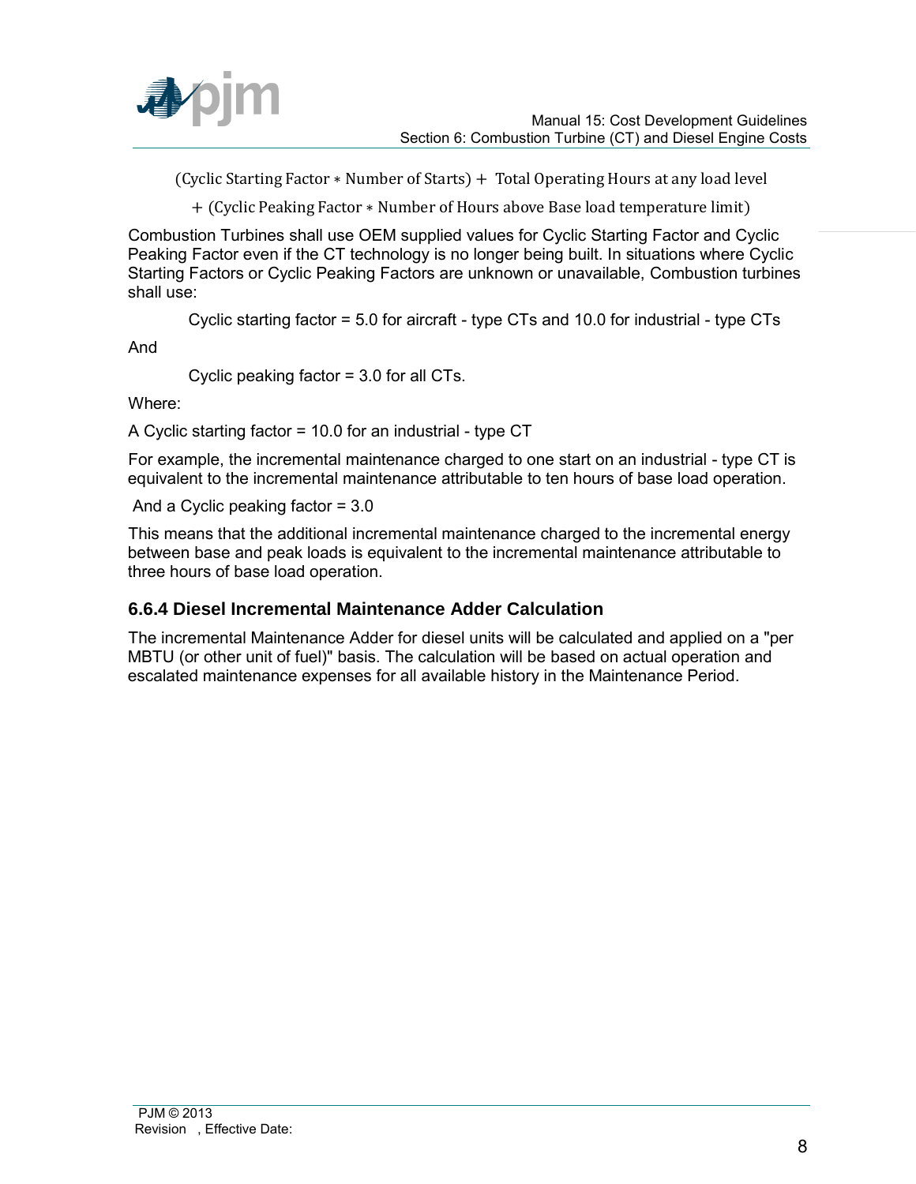$$(\text{Cyclic Starting Factor} * \text{Number of Starts}) + \text{Total Operating Hours at any load level} + (\text{Cyclic Peaking Factor} * \text{Number of Hours above Base load temperature limit})$$

Combustion Turbines shall use OEM supplied values for Cyclic Starting Factor and Cyclic Peaking Factor even if the CT technology is no longer being built. In situations where Cyclic Starting Factors or Cyclic Peaking Factors are unknown or unavailable, Combustion turbines shall use:

Cyclic starting factor = 5.0 for aircraft - type CTs and 10.0 for industrial - type CTs

And

Cyclic peaking factor = 3.0 for all CTs.

Where:

A Cyclic starting factor = 10.0 for an industrial - type CT

For example, the incremental maintenance charged to one start on an industrial - type CT is equivalent to the incremental maintenance attributable to ten hours of base load operation.

And a Cyclic peaking factor = 3.0

This means that the additional incremental maintenance charged to the incremental energy between base and peak loads is equivalent to the incremental maintenance attributable to three hours of base load operation.

### 6.6.4 Diesel Incremental Maintenance Adder Calculation

The incremental Maintenance Adder for diesel units will be calculated and applied on a "per MBTU (or other unit of fuel)" basis. The calculation will be based on actual operation and escalated maintenance expenses for all available history in the Maintenance Period.